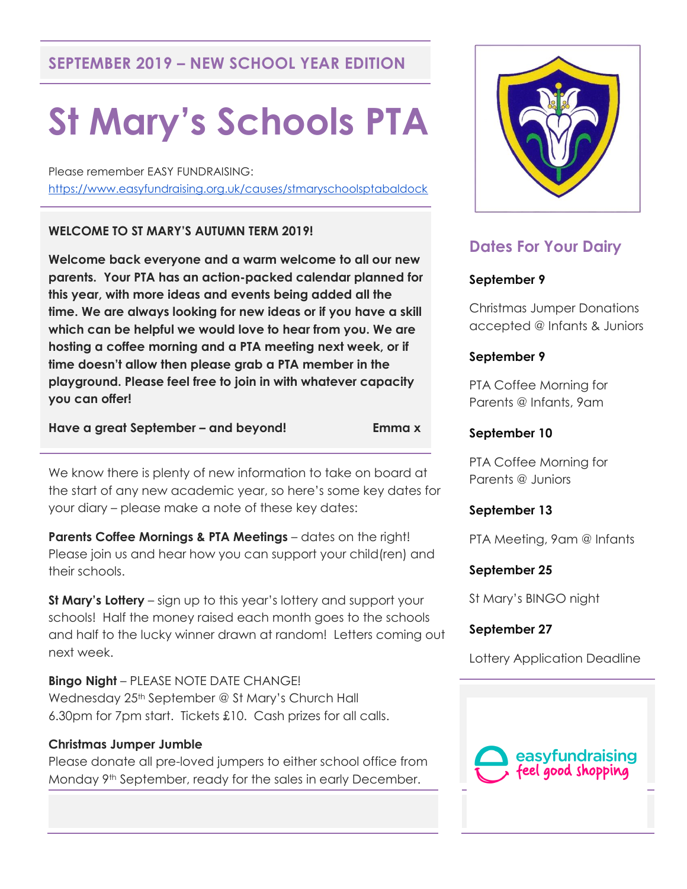SEPTEMBER 2019 – NEW SCHOOL YEAR EDITION

# St Mary's Schools PTA

Please remember EASY FUNDRAISING:
https://www.easyfundraising.org.uk/causes/stmaryschoolsptabaldock

**WELCOME TO ST MARY'S AUTUMN TERM 2019!**

**Welcome back everyone and a warm welcome to all our new parents. Your PTA has an action-packed calendar planned for this year, with more ideas and events being added all the time. We are always looking for new ideas or if you have a skill which can be helpful we would love to hear from you. We are hosting a coffee morning and a PTA meeting next week, or if time doesn't allow then please grab a PTA member in the playground. Please feel free to join in with whatever capacity you can offer!**

**Have a great September – and beyond!** **Emma x**

We know there is plenty of new information to take on board at the start of any new academic year, so here's some key dates for your diary – please make a note of these key dates:

**Parents Coffee Mornings & PTA Meetings** – dates on the right! Please join us and hear how you can support your child(ren) and their schools.

**St Mary's Lottery** – sign up to this year's lottery and support your schools! Half the money raised each month goes to the schools and half to the lucky winner drawn at random! Letters coming out next week.

**Bingo Night** – PLEASE NOTE DATE CHANGE!
Wednesday 25th September @ St Mary's Church Hall
6.30pm for 7pm start. Tickets £10. Cash prizes for all calls.

**Christmas Jumper Jumble**
Please donate all pre-loved jumpers to either school office from Monday 9th September, ready for the sales in early December.

## Dates For Your Dairy

**September 9**

Christmas Jumper Donations accepted @ Infants & Juniors

**September 9**

PTA Coffee Morning for Parents @ Infants, 9am

**September 10**

PTA Coffee Morning for Parents @ Juniors

**September 13**

PTA Meeting, 9am @ Infants

**September 25**

St Mary's BINGO night

**September 27**

Lottery Application Deadline

easyfundraising feel good shopping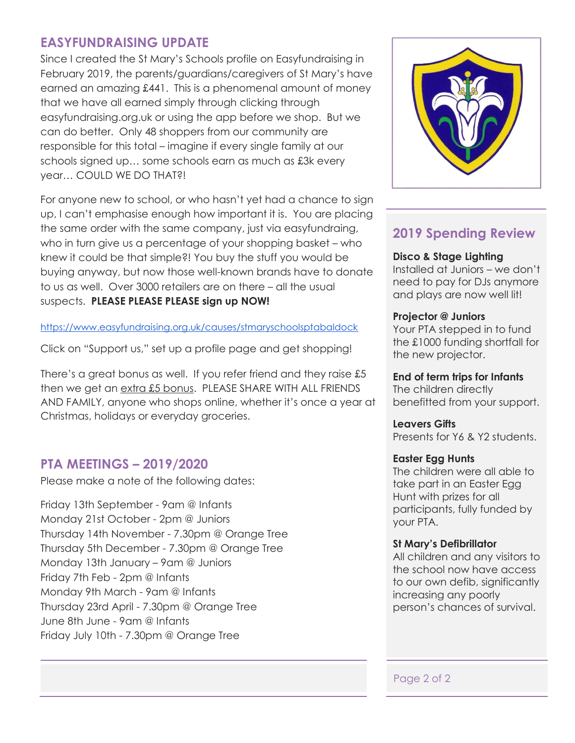## EASYFUNDRAISING UPDATE

Since I created the St Mary's Schools profile on Easyfundraising in February 2019, the parents/guardians/caregivers of St Mary's have earned an amazing £441. This is a phenomenal amount of money that we have all earned simply through clicking through easyfundraising.org.uk or using the app before we shop. But we can do better. Only 48 shoppers from our community are responsible for this total – imagine if every single family at our schools signed up… some schools earn as much as £3k every year… COULD WE DO THAT?!

For anyone new to school, or who hasn't yet had a chance to sign up, I can't emphasise enough how important it is. You are placing the same order with the same company, just via easyfundraing, who in turn give us a percentage of your shopping basket – who knew it could be that simple?! You buy the stuff you would be buying anyway, but now those well-known brands have to donate to us as well. Over 3000 retailers are on there – all the usual suspects. **PLEASE PLEASE PLEASE sign up NOW!**

https://www.easyfundraising.org.uk/causes/stmaryschoolsptabaldock

Click on "Support us," set up a profile page and get shopping!

There's a great bonus as well. If you refer friend and they raise £5 then we get an extra £5 bonus. PLEASE SHARE WITH ALL FRIENDS AND FAMILY, anyone who shops online, whether it's once a year at Christmas, holidays or everyday groceries.

## PTA MEETINGS – 2019/2020

Please make a note of the following dates:

Friday 13th September - 9am @ Infants
Monday 21st October - 2pm @ Juniors
Thursday 14th November - 7.30pm @ Orange Tree
Thursday 5th December - 7.30pm @ Orange Tree
Monday 13th January – 9am @ Juniors
Friday 7th Feb - 2pm @ Infants
Monday 9th March - 9am @ Infants
Thursday 23rd April - 7.30pm @ Orange Tree
June 8th June - 9am @ Infants
Friday July 10th - 7.30pm @ Orange Tree

## 2019 Spending Review

**Disco & Stage Lighting**
Installed at Juniors – we don't need to pay for DJs anymore and plays are now well lit!

**Projector @ Juniors**
Your PTA stepped in to fund the £1000 funding shortfall for the new projector.

**End of term trips for Infants**
The children directly benefitted from your support.

**Leavers Gifts**
Presents for Y6 & Y2 students.

**Easter Egg Hunts**
The children were all able to take part in an Easter Egg Hunt with prizes for all participants, fully funded by your PTA.

**St Mary's Defibrillator**
All children and any visitors to the school now have access to our own defib, significantly increasing any poorly person's chances of survival.